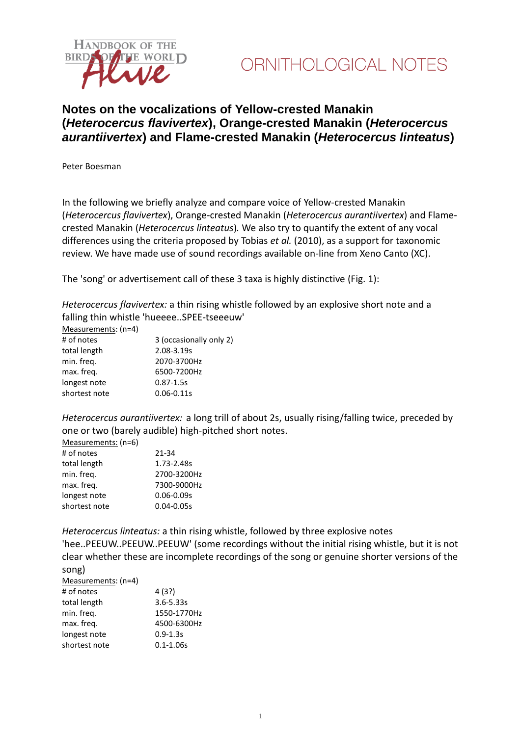ORNITHOLOGICAL NOTES

# Notes on the vocalizations of Yellow-crested Manakin (*Heterocercus flavivertex*), Orange-crested Manakin (*Heterocercus aurantiivertex*) and Flame-crested Manakin (*Heterocercus linteatus*)

Peter Boesman

In the following we briefly analyze and compare voice of Yellow-crested Manakin (*Heterocercus flavivertex*), Orange-crested Manakin (*Heterocercus aurantiivertex*) and Flame-crested Manakin (*Heterocercus linteatus*). We also try to quantify the extent of any vocal differences using the criteria proposed by Tobias *et al.* (2010), as a support for taxonomic review. We have made use of sound recordings available on-line from Xeno Canto (XC).

The 'song' or advertisement call of these 3 taxa is highly distinctive (Fig. 1):

*Heterocercus flavivertex:* a thin rising whistle followed by an explosive short note and a falling thin whistle 'hueeee..SPEE-tseeeuw'

Measurements: (n=4)

| | |
|---|---|
| # of notes | 3 (occasionally only 2) |
| total length | 2.08-3.19s |
| min. freq. | 2070-3700Hz |
| max. freq. | 6500-7200Hz |
| longest note | 0.87-1.5s |
| shortest note | 0.06-0.11s |

*Heterocercus aurantiivertex:* a long trill of about 2s, usually rising/falling twice, preceded by one or two (barely audible) high-pitched short notes.

Measurements: (n=6)

| | |
|---|---|
| # of notes | 21-34 |
| total length | 1.73-2.48s |
| min. freq. | 2700-3200Hz |
| max. freq. | 7300-9000Hz |
| longest note | 0.06-0.09s |
| shortest note | 0.04-0.05s |

*Heterocercus linteatus:* a thin rising whistle, followed by three explosive notes 'hee..PEEUW..PEEUW..PEEUW' (some recordings without the initial rising whistle, but it is not clear whether these are incomplete recordings of the song or genuine shorter versions of the song)

Measurements: (n=4)

| | |
|---|---|
| # of notes | 4 (3?) |
| total length | 3.6-5.33s |
| min. freq. | 1550-1770Hz |
| max. freq. | 4500-6300Hz |
| longest note | 0.9-1.3s |
| shortest note | 0.1-1.06s |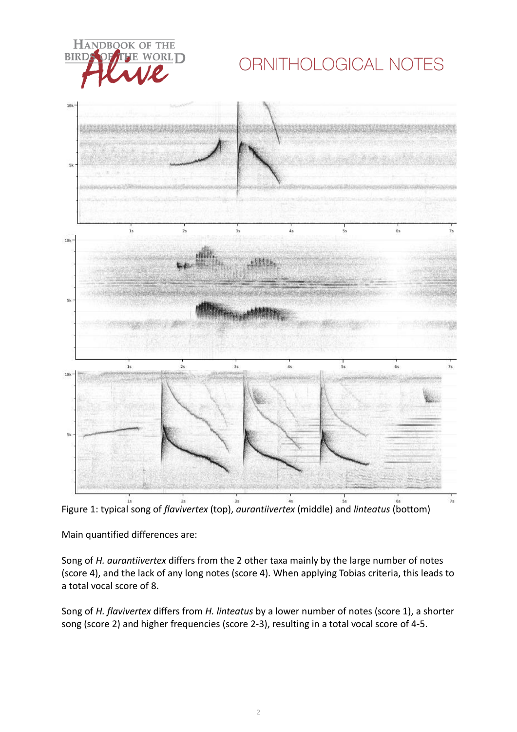Figure 1: typical song of *flavivertex* (top), *aurantiivertex* (middle) and *linteatus* (bottom)

Main quantified differences are:

Song of *H. aurantiivertex* differs from the 2 other taxa mainly by the large number of notes (score 4), and the lack of any long notes (score 4). When applying Tobias criteria, this leads to a total vocal score of 8.

Song of *H. flavivertex* differs from *H. linteatus* by a lower number of notes (score 1), a shorter song (score 2) and higher frequencies (score 2-3), resulting in a total vocal score of 4-5.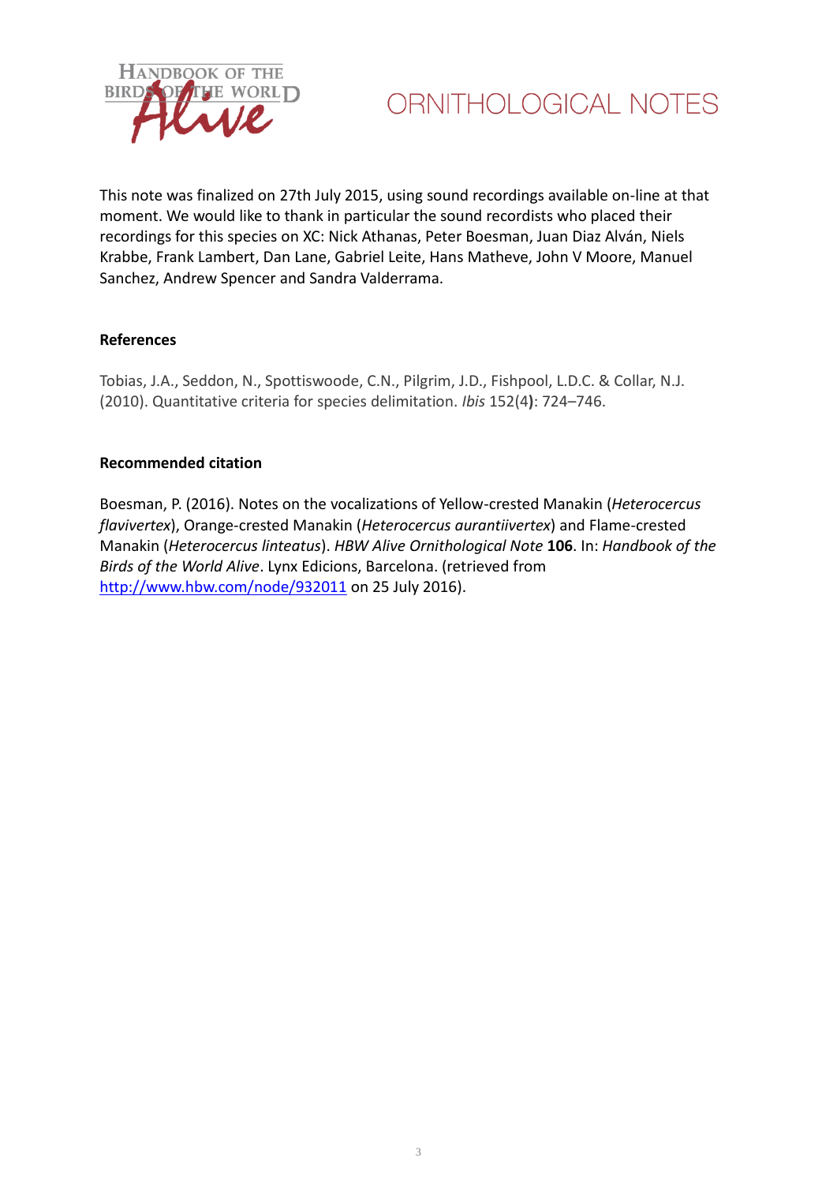This note was finalized on 27th July 2015, using sound recordings available on-line at that moment. We would like to thank in particular the sound recordists who placed their recordings for this species on XC: Nick Athanas, Peter Boesman, Juan Diaz Alván, Niels Krabbe, Frank Lambert, Dan Lane, Gabriel Leite, Hans Matheve, John V Moore, Manuel Sanchez, Andrew Spencer and Sandra Valderrama.

**References**

Tobias, J.A., Seddon, N., Spottiswoode, C.N., Pilgrim, J.D., Fishpool, L.D.C. & Collar, N.J. (2010). Quantitative criteria for species delimitation. *Ibis* 152(4**)**: 724–746.

**Recommended citation**

Boesman, P. (2016). Notes on the vocalizations of Yellow-crested Manakin (*Heterocercus flavivertex*), Orange-crested Manakin (*Heterocercus aurantiivertex*) and Flame-crested Manakin (*Heterocercus linteatus*). *HBW Alive Ornithological Note* **106**. In: *Handbook of the Birds of the World Alive*. Lynx Edicions, Barcelona. (retrieved from http://www.hbw.com/node/932011 on 25 July 2016).